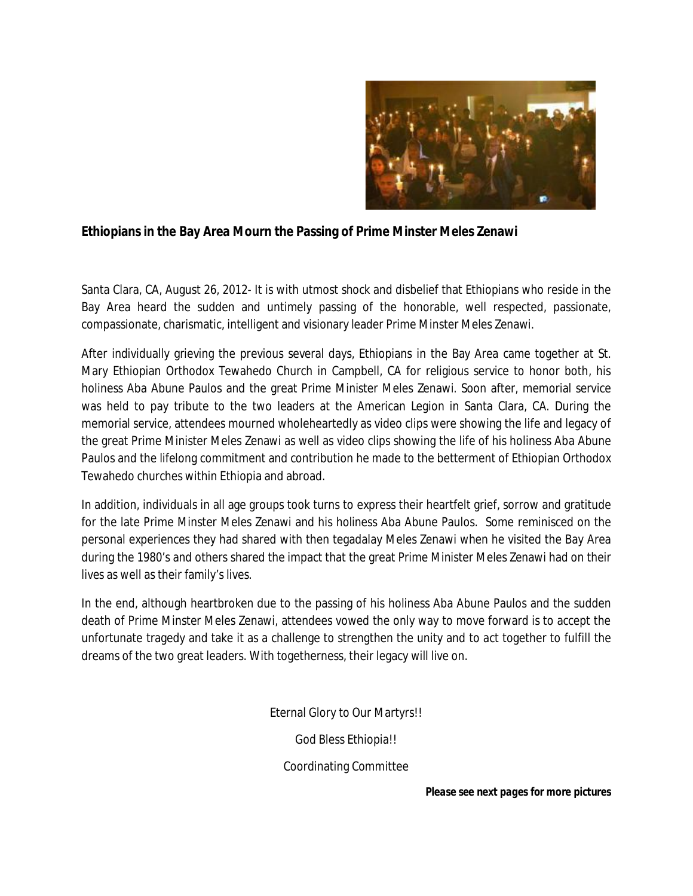**Ethiopians in the Bay Area Mourn the Passing of Prime Minster Meles Zenawi**

Santa Clara, CA, August 26, 2012- It is with utmost shock and disbelief that Ethiopians who reside in the Bay Area heard the sudden and untimely passing of the honorable, well respected, passionate, compassionate, charismatic, intelligent and visionary leader Prime Minster Meles Zenawi.

After individually grieving the previous several days, Ethiopians in the Bay Area came together at St. Mary Ethiopian Orthodox Tewahedo Church in Campbell, CA for religious service to honor both, his holiness Aba Abune Paulos and the great Prime Minister Meles Zenawi. Soon after, memorial service was held to pay tribute to the two leaders at the American Legion in Santa Clara, CA. During the memorial service, attendees mourned wholeheartedly as video clips were showing the life and legacy of the great Prime Minister Meles Zenawi as well as video clips showing the life of his holiness Aba Abune Paulos and the lifelong commitment and contribution he made to the betterment of Ethiopian Orthodox Tewahedo churches within Ethiopia and abroad.

In addition, individuals in all age groups took turns to express their heartfelt grief, sorrow and gratitude for the late Prime Minster Meles Zenawi and his holiness Aba Abune Paulos. Some reminisced on the personal experiences they had shared with then tegadalay Meles Zenawi when he visited the Bay Area during the 1980's and others shared the impact that the great Prime Minister Meles Zenawi had on their lives as well as their family's lives.

In the end, although heartbroken due to the passing of his holiness Aba Abune Paulos and the sudden death of Prime Minster Meles Zenawi, attendees vowed the only way to move forward is to accept the unfortunate tragedy and take it as a challenge to strengthen the unity and to act together to fulfill the dreams of the two great leaders. With togetherness, their legacy will live on.

Eternal Glory to Our Martyrs!!

God Bless Ethiopia!!

Coordinating Committee

***Please see next pages for more pictures***